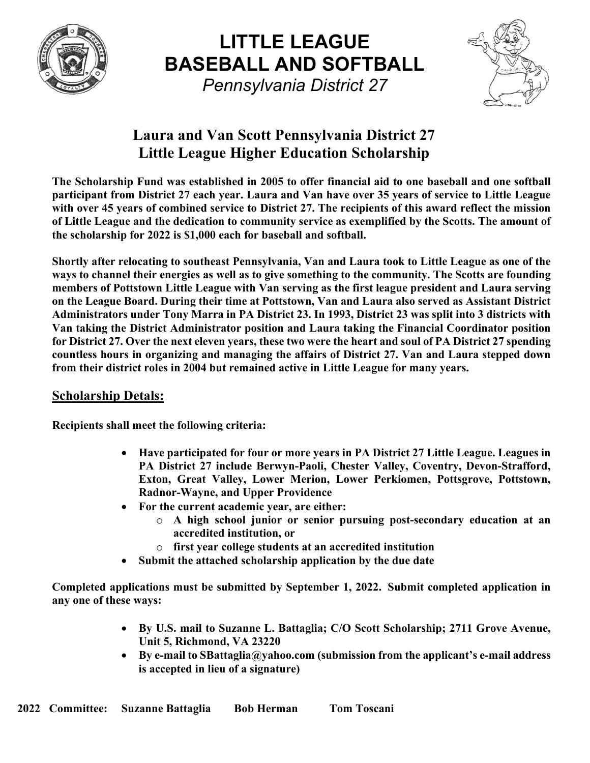# LITTLE LEAGUE BASEBALL AND SOFTBALL

*Pennsylvania District 27*

## Laura and Van Scott Pennsylvania District 27 Little League Higher Education Scholarship

**The Scholarship Fund was established in 2005 to offer financial aid to one baseball and one softball participant from District 27 each year. Laura and Van have over 35 years of service to Little League with over 45 years of combined service to District 27. The recipients of this award reflect the mission of Little League and the dedication to community service as exemplified by the Scotts. The amount of the scholarship for 2022 is $1,000 each for baseball and softball.**

**Shortly after relocating to southeast Pennsylvania, Van and Laura took to Little League as one of the ways to channel their energies as well as to give something to the community. The Scotts are founding members of Pottstown Little League with Van serving as the first league president and Laura serving on the League Board. During their time at Pottstown, Van and Laura also served as Assistant District Administrators under Tony Marra in PA District 23. In 1993, District 23 was split into 3 districts with Van taking the District Administrator position and Laura taking the Financial Coordinator position for District 27. Over the next eleven years, these two were the heart and soul of PA District 27 spending countless hours in organizing and managing the affairs of District 27. Van and Laura stepped down from their district roles in 2004 but remained active in Little League for many years.**

### Scholarship Detals:

**Recipients shall meet the following criteria:**

- **Have participated for four or more years in PA District 27 Little League. Leagues in PA District 27 include Berwyn-Paoli, Chester Valley, Coventry, Devon-Strafford, Exton, Great Valley, Lower Merion, Lower Perkiomen, Pottsgrove, Pottstown, Radnor-Wayne, and Upper Providence**
- **For the current academic year, are either:**
  - **A high school junior or senior pursuing post-secondary education at an accredited institution, or**
  - **first year college students at an accredited institution**
- **Submit the attached scholarship application by the due date**

**Completed applications must be submitted by September 1, 2022. Submit completed application in any one of these ways:**

- **By U.S. mail to Suzanne L. Battaglia; C/O Scott Scholarship; 2711 Grove Avenue, Unit 5, Richmond, VA 23220**
- **By e-mail to SBattaglia@yahoo.com (submission from the applicant's e-mail address is accepted in lieu of a signature)**

**2022 Committee: Suzanne Battaglia Bob Herman Tom Toscani**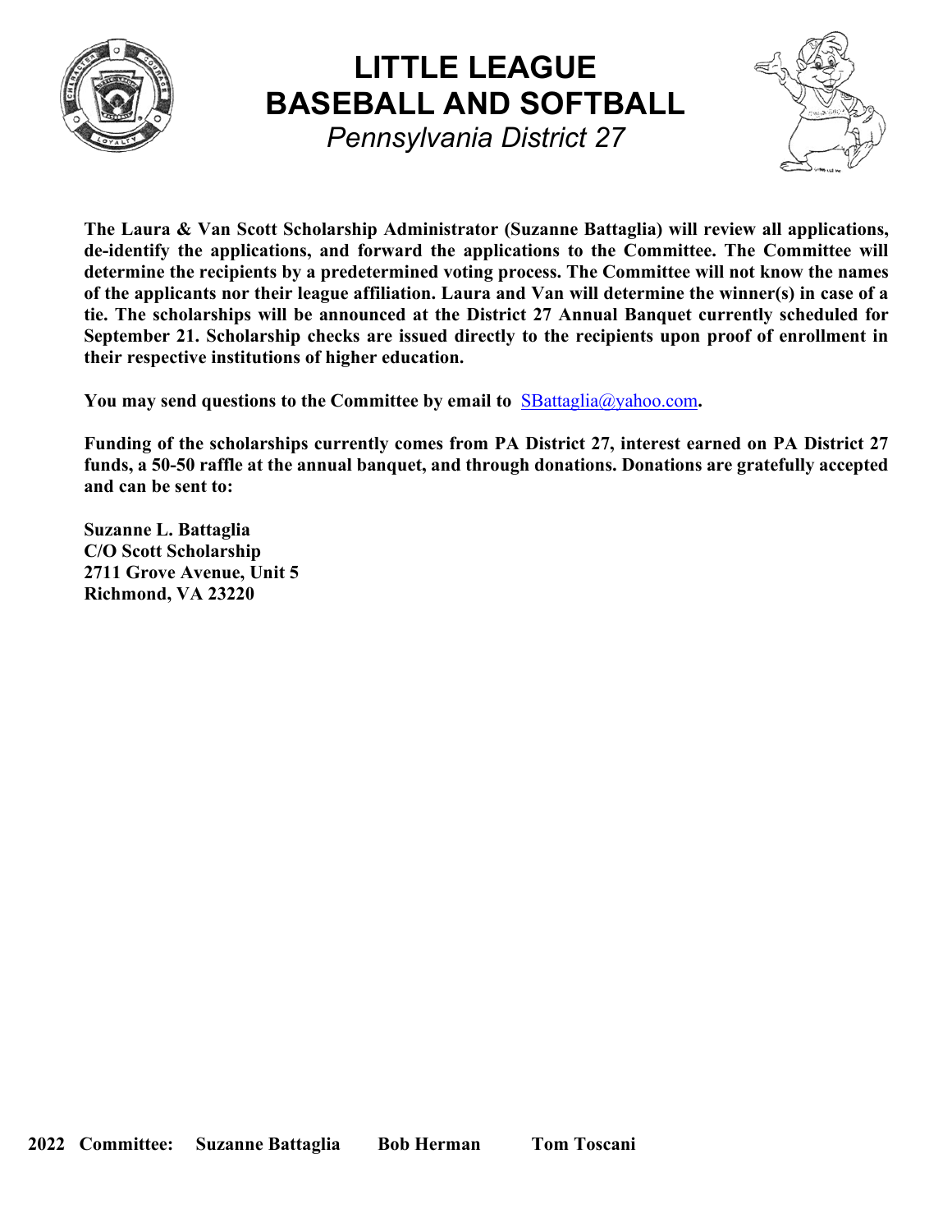# LITTLE LEAGUE
# BASEBALL AND SOFTBALL

*Pennsylvania District 27*

**The Laura & Van Scott Scholarship Administrator (Suzanne Battaglia) will review all applications, de-identify the applications, and forward the applications to the Committee. The Committee will determine the recipients by a predetermined voting process. The Committee will not know the names of the applicants nor their league affiliation. Laura and Van will determine the winner(s) in case of a tie. The scholarships will be announced at the District 27 Annual Banquet currently scheduled for September 21. Scholarship checks are issued directly to the recipients upon proof of enrollment in their respective institutions of higher education.**

**You may send questions to the Committee by email to** SBattaglia@yahoo.com**.**

**Funding of the scholarships currently comes from PA District 27, interest earned on PA District 27 funds, a 50-50 raffle at the annual banquet, and through donations. Donations are gratefully accepted and can be sent to:**

**Suzanne L. Battaglia**
**C/O Scott Scholarship**
**2711 Grove Avenue, Unit 5**
**Richmond, VA 23220**

**2022 Committee: Suzanne Battaglia Bob Herman Tom Toscani**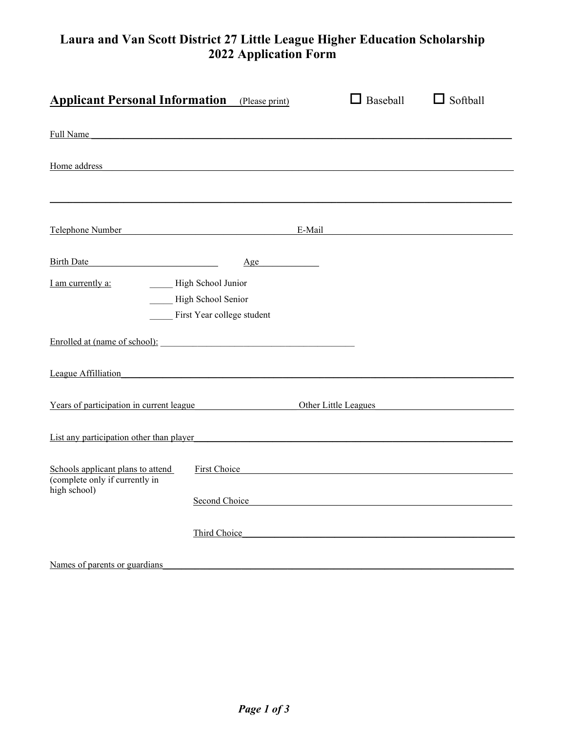# Laura and Van Scott District 27 Little League Higher Education Scholarship 2022 Application Form

## Applicant Personal Information (Please print)

☐ Baseball ☐ Softball

Full Name ________________________________________________

Home address ________________________________________________

________________________________________________

Telephone Number ____________________ E-Mail ____________________

Birth Date ____________________ Age __________

I am currently a:

_____ High School Junior

_____ High School Senior

_____ First Year college student

Enrolled at (name of school): ____________________

League Affilliation ________________________________________________

Years of participation in current league ____________ Other Little Leagues ____________

List any participation other than player ________________________________________________

Schools applicant plans to attend (complete only if currently in high school)

First Choice ________________________________________________

Second Choice ________________________________________________

Third Choice ________________________________________________

Names of parents or guardians ________________________________________________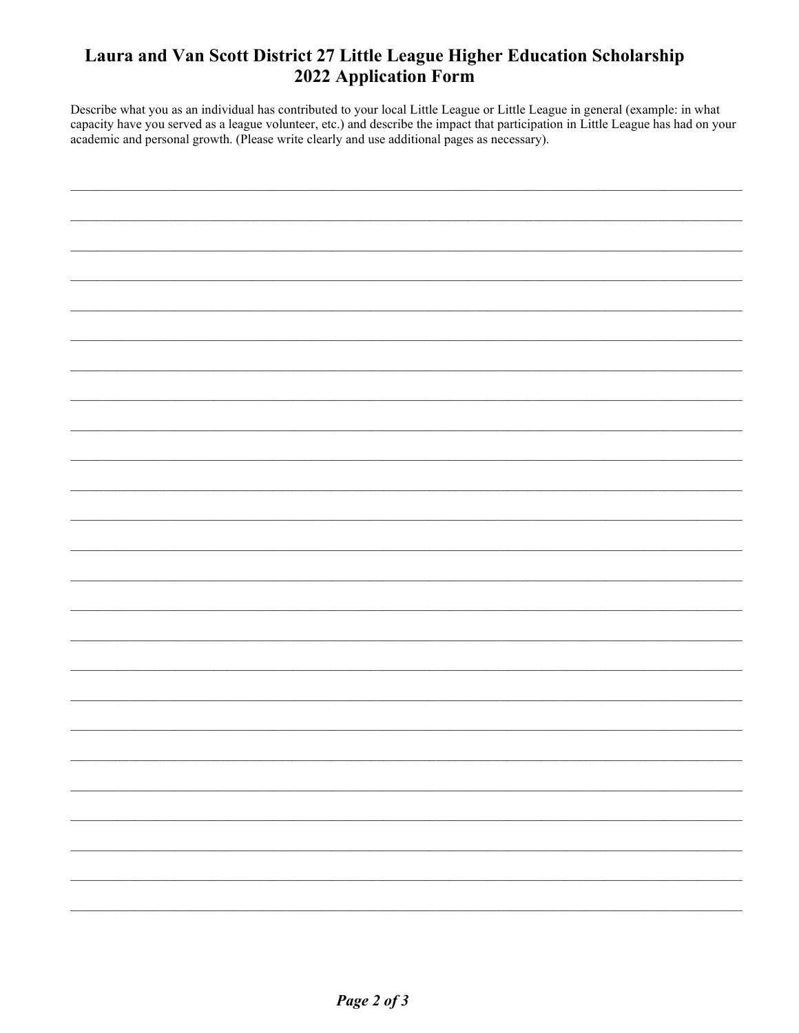# Laura and Van Scott District 27 Little League Higher Education Scholarship 2022 Application Form

Describe what you as an individual has contributed to your local Little League or Little League in general (example: in what capacity have you served as a league volunteer, etc.) and describe the impact that participation in Little League has had on your academic and personal growth. (Please write clearly and use additional pages as necessary).

_______________________________________________________________________________

_______________________________________________________________________________

_______________________________________________________________________________

_______________________________________________________________________________

_______________________________________________________________________________

_______________________________________________________________________________

_______________________________________________________________________________

_______________________________________________________________________________

_______________________________________________________________________________

_______________________________________________________________________________

_______________________________________________________________________________

_______________________________________________________________________________

_______________________________________________________________________________

_______________________________________________________________________________

_______________________________________________________________________________

_______________________________________________________________________________

_______________________________________________________________________________

_______________________________________________________________________________

_______________________________________________________________________________

_______________________________________________________________________________

_______________________________________________________________________________

_______________________________________________________________________________

_______________________________________________________________________________

_______________________________________________________________________________

_______________________________________________________________________________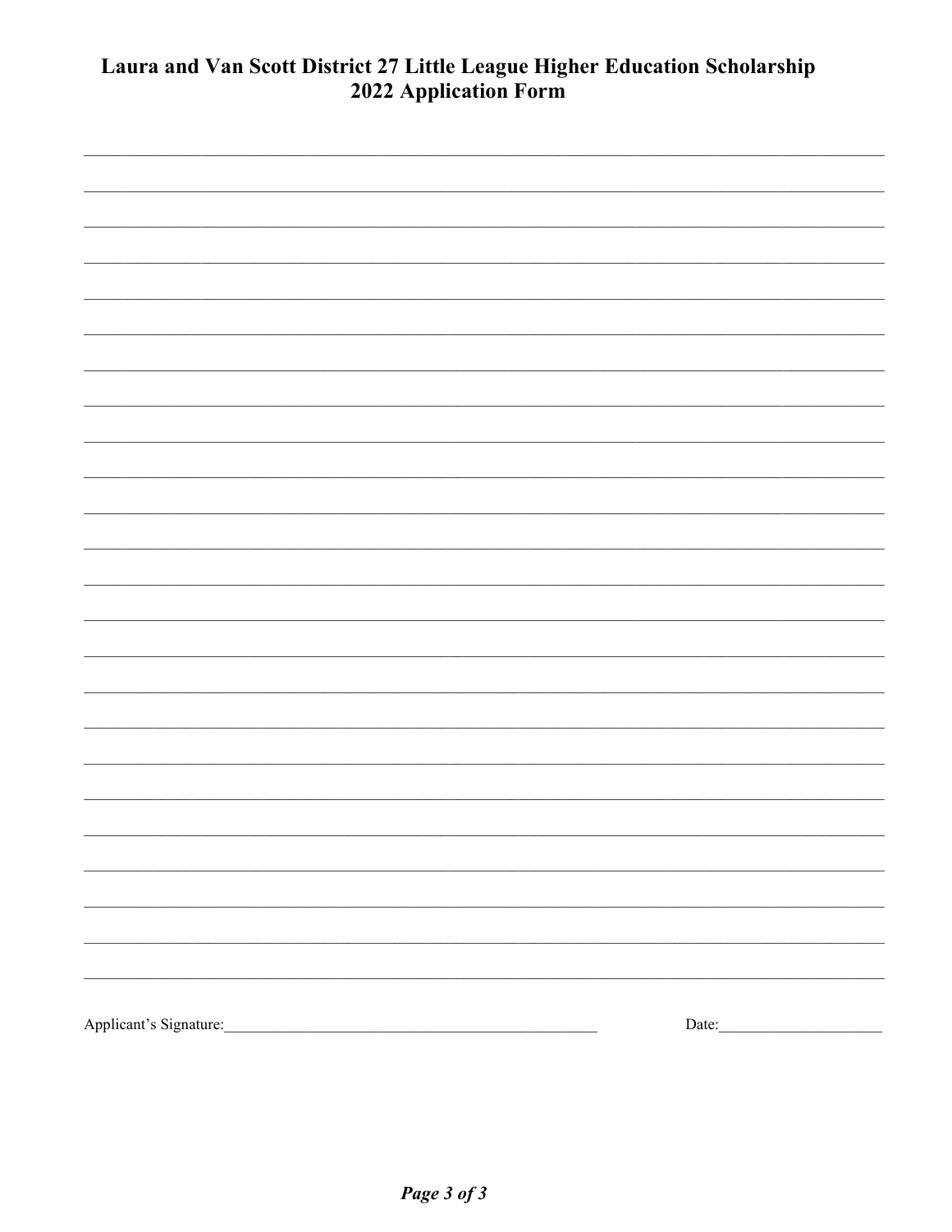# Laura and Van Scott District 27 Little League Higher Education Scholarship
## 2022 Application Form

______________________________________________________________________________

______________________________________________________________________________

______________________________________________________________________________

______________________________________________________________________________

______________________________________________________________________________

______________________________________________________________________________

______________________________________________________________________________

______________________________________________________________________________

______________________________________________________________________________

______________________________________________________________________________

______________________________________________________________________________

______________________________________________________________________________

______________________________________________________________________________

______________________________________________________________________________

______________________________________________________________________________

______________________________________________________________________________

______________________________________________________________________________

______________________________________________________________________________

______________________________________________________________________________

______________________________________________________________________________

______________________________________________________________________________

______________________________________________________________________________

______________________________________________________________________________

______________________________________________________________________________

Applicant's Signature:_________________________________________ Date:____________________